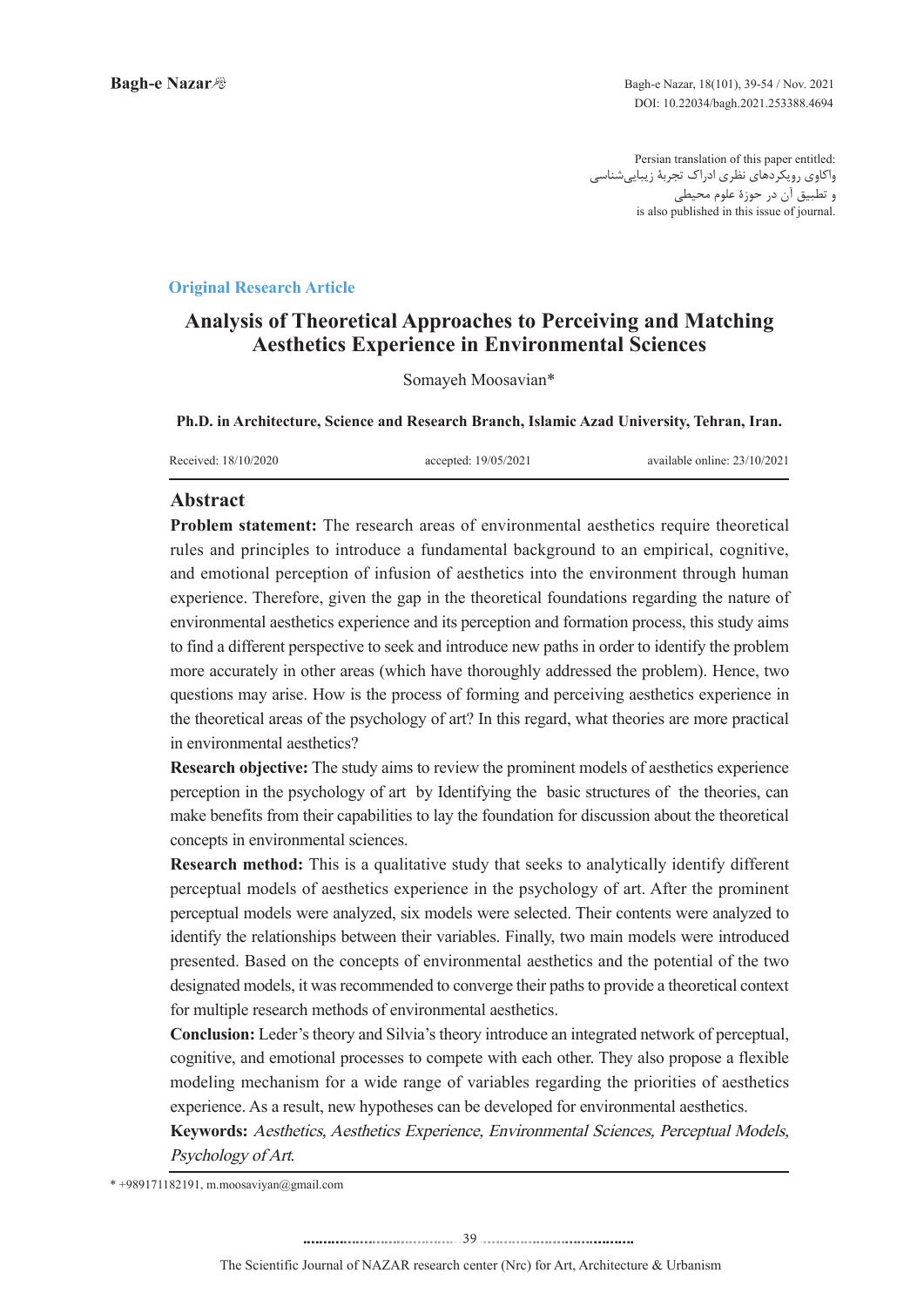Persian translation of this paper entitled:
واکاوی رویکردهای نظری ادراک تجربۀ زیبایی‌شناسی
و تطبیق آن در حوزۀ علوم محیطی
is also published in this issue of journal.

**Original Research Article**

# Analysis of Theoretical Approaches to Perceiving and Matching Aesthetics Experience in Environmental Sciences

Somayeh Moosavian*

**Ph.D. in Architecture, Science and Research Branch, Islamic Azad University, Tehran, Iran.**

Received: 18/10/2020 accepted: 19/05/2021 available online: 23/10/2021

## Abstract

**Problem statement:** The research areas of environmental aesthetics require theoretical rules and principles to introduce a fundamental background to an empirical, cognitive, and emotional perception of infusion of aesthetics into the environment through human experience. Therefore, given the gap in the theoretical foundations regarding the nature of environmental aesthetics experience and its perception and formation process, this study aims to find a different perspective to seek and introduce new paths in order to identify the problem more accurately in other areas (which have thoroughly addressed the problem). Hence, two questions may arise. How is the process of forming and perceiving aesthetics experience in the theoretical areas of the psychology of art? In this regard, what theories are more practical in environmental aesthetics?

**Research objective:** The study aims to review the prominent models of aesthetics experience perception in the psychology of art by Identifying the basic structures of the theories, can make benefits from their capabilities to lay the foundation for discussion about the theoretical concepts in environmental sciences.

**Research method:** This is a qualitative study that seeks to analytically identify different perceptual models of aesthetics experience in the psychology of art. After the prominent perceptual models were analyzed, six models were selected. Their contents were analyzed to identify the relationships between their variables. Finally, two main models were introduced presented. Based on the concepts of environmental aesthetics and the potential of the two designated models, it was recommended to converge their paths to provide a theoretical context for multiple research methods of environmental aesthetics.

**Conclusion:** Leder's theory and Silvia's theory introduce an integrated network of perceptual, cognitive, and emotional processes to compete with each other. They also propose a flexible modeling mechanism for a wide range of variables regarding the priorities of aesthetics experience. As a result, new hypotheses can be developed for environmental aesthetics.

**Keywords:** *Aesthetics, Aesthetics Experience, Environmental Sciences, Perceptual Models, Psychology of Art.*

* +989171182191, m.moosaviyan@gmail.com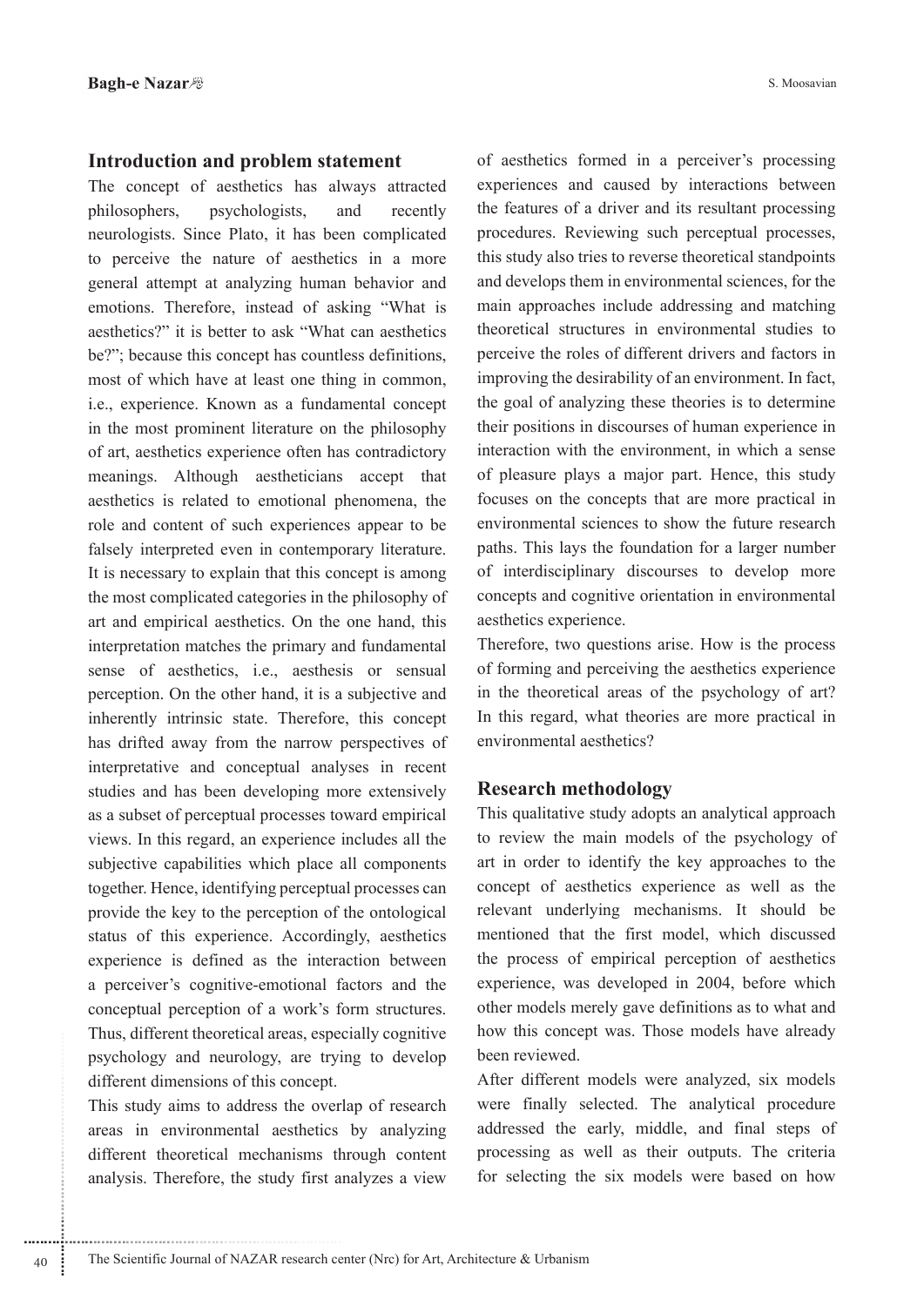## Introduction and problem statement

The concept of aesthetics has always attracted philosophers, psychologists, and recently neurologists. Since Plato, it has been complicated to perceive the nature of aesthetics in a more general attempt at analyzing human behavior and emotions. Therefore, instead of asking "What is aesthetics?" it is better to ask "What can aesthetics be?"; because this concept has countless definitions, most of which have at least one thing in common, i.e., experience. Known as a fundamental concept in the most prominent literature on the philosophy of art, aesthetics experience often has contradictory meanings. Although aestheticians accept that aesthetics is related to emotional phenomena, the role and content of such experiences appear to be falsely interpreted even in contemporary literature. It is necessary to explain that this concept is among the most complicated categories in the philosophy of art and empirical aesthetics. On the one hand, this interpretation matches the primary and fundamental sense of aesthetics, i.e., aesthesis or sensual perception. On the other hand, it is a subjective and inherently intrinsic state. Therefore, this concept has drifted away from the narrow perspectives of interpretative and conceptual analyses in recent studies and has been developing more extensively as a subset of perceptual processes toward empirical views. In this regard, an experience includes all the subjective capabilities which place all components together. Hence, identifying perceptual processes can provide the key to the perception of the ontological status of this experience. Accordingly, aesthetics experience is defined as the interaction between a perceiver's cognitive-emotional factors and the conceptual perception of a work's form structures. Thus, different theoretical areas, especially cognitive psychology and neurology, are trying to develop different dimensions of this concept.

This study aims to address the overlap of research areas in environmental aesthetics by analyzing different theoretical mechanisms through content analysis. Therefore, the study first analyzes a view of aesthetics formed in a perceiver's processing experiences and caused by interactions between the features of a driver and its resultant processing procedures. Reviewing such perceptual processes, this study also tries to reverse theoretical standpoints and develops them in environmental sciences, for the main approaches include addressing and matching theoretical structures in environmental studies to perceive the roles of different drivers and factors in improving the desirability of an environment. In fact, the goal of analyzing these theories is to determine their positions in discourses of human experience in interaction with the environment, in which a sense of pleasure plays a major part. Hence, this study focuses on the concepts that are more practical in environmental sciences to show the future research paths. This lays the foundation for a larger number of interdisciplinary discourses to develop more concepts and cognitive orientation in environmental aesthetics experience.

Therefore, two questions arise. How is the process of forming and perceiving the aesthetics experience in the theoretical areas of the psychology of art? In this regard, what theories are more practical in environmental aesthetics?

## Research methodology

This qualitative study adopts an analytical approach to review the main models of the psychology of art in order to identify the key approaches to the concept of aesthetics experience as well as the relevant underlying mechanisms. It should be mentioned that the first model, which discussed the process of empirical perception of aesthetics experience, was developed in 2004, before which other models merely gave definitions as to what and how this concept was. Those models have already been reviewed.

After different models were analyzed, six models were finally selected. The analytical procedure addressed the early, middle, and final steps of processing as well as their outputs. The criteria for selecting the six models were based on how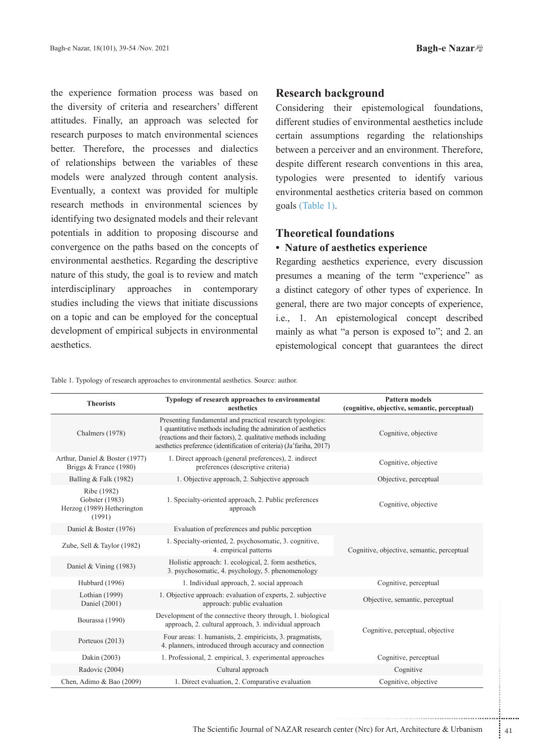the experience formation process was based on the diversity of criteria and researchers' different attitudes. Finally, an approach was selected for research purposes to match environmental sciences better. Therefore, the processes and dialectics of relationships between the variables of these models were analyzed through content analysis. Eventually, a context was provided for multiple research methods in environmental sciences by identifying two designated models and their relevant potentials in addition to proposing discourse and convergence on the paths based on the concepts of environmental aesthetics. Regarding the descriptive nature of this study, the goal is to review and match interdisciplinary approaches in contemporary studies including the views that initiate discussions on a topic and can be employed for the conceptual development of empirical subjects in environmental aesthetics.

## Research background

Considering their epistemological foundations, different studies of environmental aesthetics include certain assumptions regarding the relationships between a perceiver and an environment. Therefore, despite different research conventions in this area, typologies were presented to identify various environmental aesthetics criteria based on common goals (Table 1).

## Theoretical foundations

### • Nature of aesthetics experience

Regarding aesthetics experience, every discussion presumes a meaning of the term "experience" as a distinct category of other types of experience. In general, there are two major concepts of experience, i.e., 1. An epistemological concept described mainly as what "a person is exposed to"; and 2. an epistemological concept that guarantees the direct

Table 1. Typology of research approaches to environmental aesthetics. Source: author.

| Theorists | Typology of research approaches to environmental aesthetics | Pattern models (cognitive, objective, semantic, perceptual) |
|---|---|---|
| Chalmers (1978) | Presenting fundamental and practical research typologies: 1 quantitative methods including the admiration of aesthetics (reactions and their factors), 2. qualitative methods including aesthetics preference (identification of criteria) (Ja'fariha, 2017) | Cognitive, objective |
| Arthur, Daniel & Boster (1977) Briggs & France (1980) | 1. Direct approach (general preferences), 2. indirect preferences (descriptive criteria) | Cognitive, objective |
| Balling & Falk (1982) | 1. Objective approach, 2. Subjective approach | Objective, perceptual |
| Ribe (1982) Gobster (1983) Herzog (1989) Hetherington (1991) | 1. Specialty-oriented approach, 2. Public preferences approach | Cognitive, objective |
| Daniel & Boster (1976) | Evaluation of preferences and public perception | Cognitive, objective, semantic, perceptual |
| Zube, Sell & Taylor (1982) | 1. Specialty-oriented, 2. psychosomatic, 3. cognitive, 4. empirical patterns | |
| Daniel & Vining (1983) | Holistic approach: 1. ecological, 2. form aesthetics, 3. psychosomatic, 4. psychology, 5. phenomenology | |
| Hubbard (1996) | 1. Individual approach, 2. social approach | Cognitive, perceptual |
| Lothian (1999) Daniel (2001) | 1. Objective approach: evaluation of experts, 2. subjective approach: public evaluation | Objective, semantic, perceptual |
| Bourassa (1990) | Development of the connective theory through, 1. biological approach, 2. cultural approach, 3. individual approach | Cognitive, perceptual, objective |
| Porteuos (2013) | Four areas: 1. humanists, 2. empiricists, 3. pragmatists, 4. planners, introduced through accuracy and connection | |
| Dakin (2003) | 1. Professional, 2. empirical, 3. experimental approaches | Cognitive, perceptual |
| Radovic (2004) | Cultural approach | Cognitive |
| Chen, Adimo & Bao (2009) | 1. Direct evaluation, 2. Comparative evaluation | Cognitive, objective |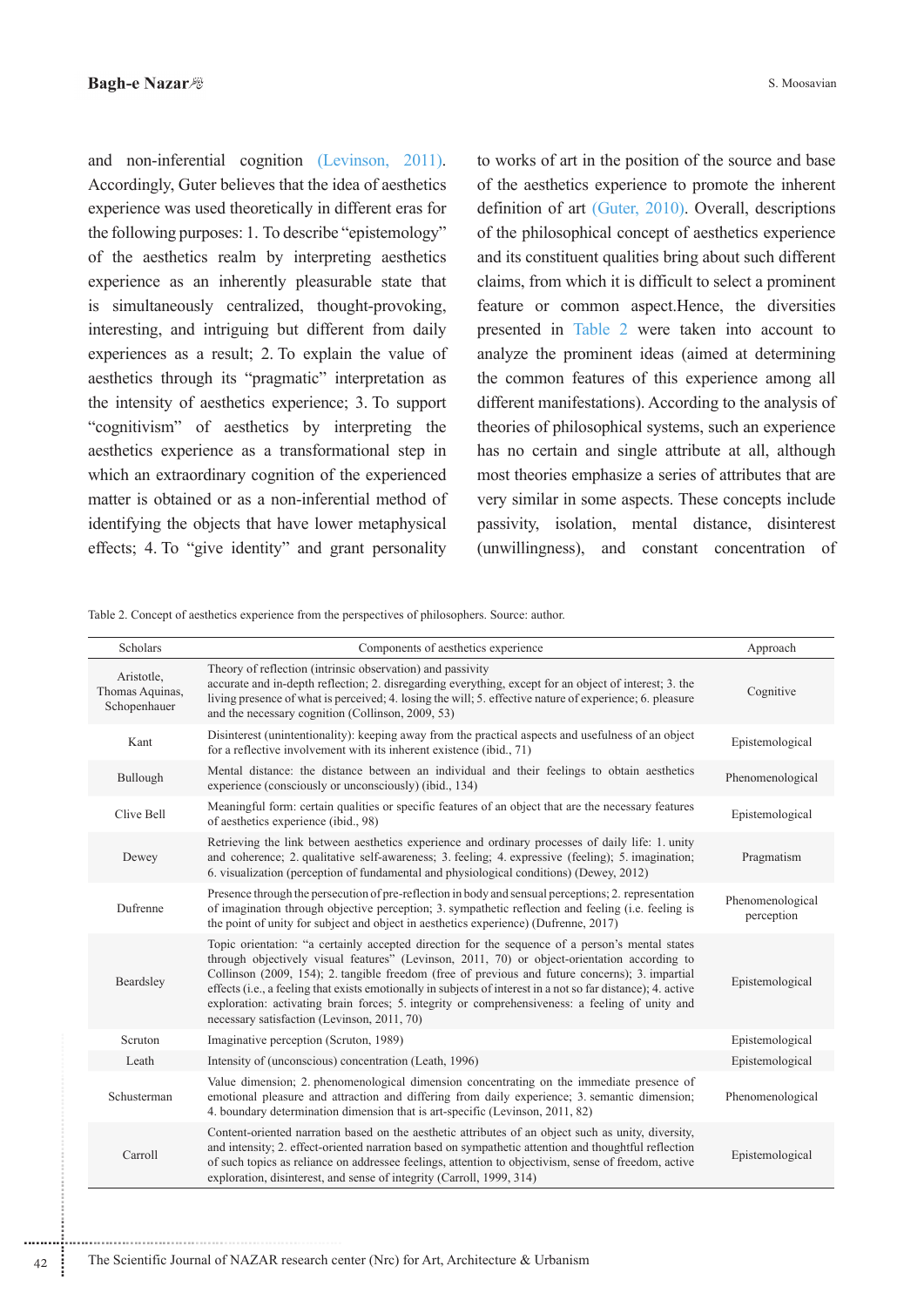and non-inferential cognition (Levinson, 2011). Accordingly, Guter believes that the idea of aesthetics experience was used theoretically in different eras for the following purposes: 1. To describe "epistemology" of the aesthetics realm by interpreting aesthetics experience as an inherently pleasurable state that is simultaneously centralized, thought-provoking, interesting, and intriguing but different from daily experiences as a result; 2. To explain the value of aesthetics through its "pragmatic" interpretation as the intensity of aesthetics experience; 3. To support "cognitivism" of aesthetics by interpreting the aesthetics experience as a transformational step in which an extraordinary cognition of the experienced matter is obtained or as a non-inferential method of identifying the objects that have lower metaphysical effects; 4. To "give identity" and grant personality to works of art in the position of the source and base of the aesthetics experience to promote the inherent definition of art (Guter, 2010). Overall, descriptions of the philosophical concept of aesthetics experience and its constituent qualities bring about such different claims, from which it is difficult to select a prominent feature or common aspect.Hence, the diversities presented in Table 2 were taken into account to analyze the prominent ideas (aimed at determining the common features of this experience among all different manifestations). According to the analysis of theories of philosophical systems, such an experience has no certain and single attribute at all, although most theories emphasize a series of attributes that are very similar in some aspects. These concepts include passivity, isolation, mental distance, disinterest (unwillingness), and constant concentration of

Table 2. Concept of aesthetics experience from the perspectives of philosophers. Source: author.

| Scholars | Components of aesthetics experience | Approach |
|---|---|---|
| Aristotle, Thomas Aquinas, Schopenhauer | Theory of reflection (intrinsic observation) and passivity accurate and in-depth reflection; 2. disregarding everything, except for an object of interest; 3. the living presence of what is perceived; 4. losing the will; 5. effective nature of experience; 6. pleasure and the necessary cognition (Collinson, 2009, 53) | Cognitive |
| Kant | Disinterest (unintentionality): keeping away from the practical aspects and usefulness of an object for a reflective involvement with its inherent existence (ibid., 71) | Epistemological |
| Bullough | Mental distance: the distance between an individual and their feelings to obtain aesthetics experience (consciously or unconsciously) (ibid., 134) | Phenomenological |
| Clive Bell | Meaningful form: certain qualities or specific features of an object that are the necessary features of aesthetics experience (ibid., 98) | Epistemological |
| Dewey | Retrieving the link between aesthetics experience and ordinary processes of daily life: 1. unity and coherence; 2. qualitative self-awareness; 3. feeling; 4. expressive (feeling); 5. imagination; 6. visualization (perception of fundamental and physiological conditions) (Dewey, 2012) | Pragmatism |
| Dufrenne | Presence through the persecution of pre-reflection in body and sensual perceptions; 2. representation of imagination through objective perception; 3. sympathetic reflection and feeling (i.e. feeling is the point of unity for subject and object in aesthetics experience) (Dufrenne, 2017) | Phenomenological perception |
| Beardsley | Topic orientation: "a certainly accepted direction for the sequence of a person's mental states through objectively visual features" (Levinson, 2011, 70) or object-orientation according to Collinson (2009, 154); 2. tangible freedom (free of previous and future concerns); 3. impartial effects (i.e., a feeling that exists emotionally in subjects of interest in a not so far distance); 4. active exploration: activating brain forces; 5. integrity or comprehensiveness: a feeling of unity and necessary satisfaction (Levinson, 2011, 70) | Epistemological |
| Scruton | Imaginative perception (Scruton, 1989) | Epistemological |
| Leath | Intensity of (unconscious) concentration (Leath, 1996) | Epistemological |
| Schusterman | Value dimension; 2. phenomenological dimension concentrating on the immediate presence of emotional pleasure and attraction and differing from daily experience; 3. semantic dimension; 4. boundary determination dimension that is art-specific (Levinson, 2011, 82) | Phenomenological |
| Carroll | Content-oriented narration based on the aesthetic attributes of an object such as unity, diversity, and intensity; 2. effect-oriented narration based on sympathetic attention and thoughtful reflection of such topics as reliance on addressee feelings, attention to objectivism, sense of freedom, active exploration, disinterest, and sense of integrity (Carroll, 1999, 314) | Epistemological |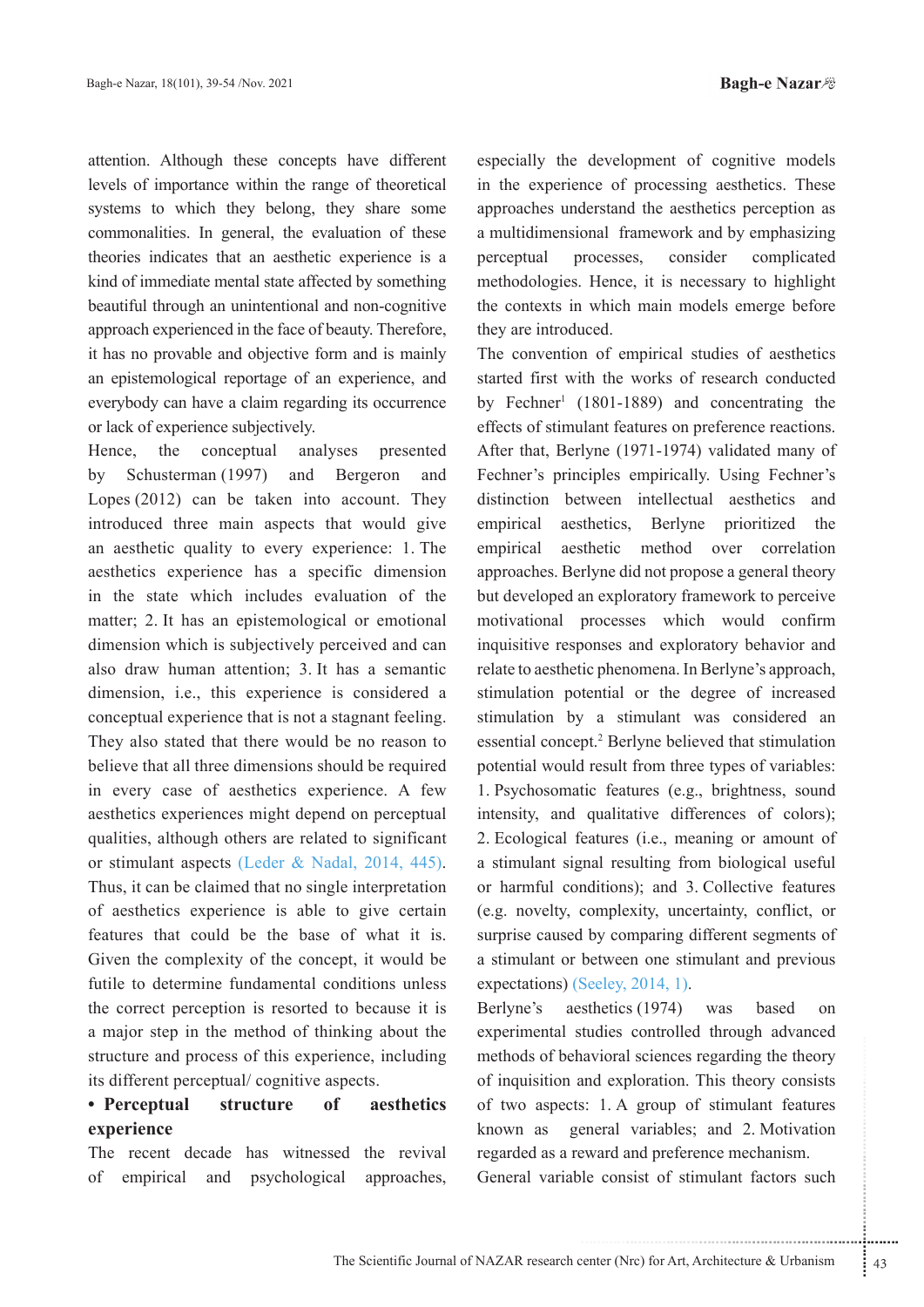attention. Although these concepts have different levels of importance within the range of theoretical systems to which they belong, they share some commonalities. In general, the evaluation of these theories indicates that an aesthetic experience is a kind of immediate mental state affected by something beautiful through an unintentional and non-cognitive approach experienced in the face of beauty. Therefore, it has no provable and objective form and is mainly an epistemological reportage of an experience, and everybody can have a claim regarding its occurrence or lack of experience subjectively.

Hence, the conceptual analyses presented by Schusterman (1997) and Bergeron and Lopes (2012) can be taken into account. They introduced three main aspects that would give an aesthetic quality to every experience: 1. The aesthetics experience has a specific dimension in the state which includes evaluation of the matter; 2. It has an epistemological or emotional dimension which is subjectively perceived and can also draw human attention; 3. It has a semantic dimension, i.e., this experience is considered a conceptual experience that is not a stagnant feeling. They also stated that there would be no reason to believe that all three dimensions should be required in every case of aesthetics experience. A few aesthetics experiences might depend on perceptual qualities, although others are related to significant or stimulant aspects (Leder & Nadal, 2014, 445). Thus, it can be claimed that no single interpretation of aesthetics experience is able to give certain features that could be the base of what it is. Given the complexity of the concept, it would be futile to determine fundamental conditions unless the correct perception is resorted to because it is a major step in the method of thinking about the structure and process of this experience, including its different perceptual/ cognitive aspects.

## • Perceptual structure of aesthetics experience

The recent decade has witnessed the revival of empirical and psychological approaches, especially the development of cognitive models in the experience of processing aesthetics. These approaches understand the aesthetics perception as a multidimensional framework and by emphasizing perceptual processes, consider complicated methodologies. Hence, it is necessary to highlight the contexts in which main models emerge before they are introduced.

The convention of empirical studies of aesthetics started first with the works of research conducted by Fechner[1] (1801-1889) and concentrating the effects of stimulant features on preference reactions. After that, Berlyne (1971-1974) validated many of Fechner's principles empirically. Using Fechner's distinction between intellectual aesthetics and empirical aesthetics, Berlyne prioritized the empirical aesthetic method over correlation approaches. Berlyne did not propose a general theory but developed an exploratory framework to perceive motivational processes which would confirm inquisitive responses and exploratory behavior and relate to aesthetic phenomena. In Berlyne's approach, stimulation potential or the degree of increased stimulation by a stimulant was considered an essential concept.[2] Berlyne believed that stimulation potential would result from three types of variables: 1. Psychosomatic features (e.g., brightness, sound intensity, and qualitative differences of colors); 2. Ecological features (i.e., meaning or amount of a stimulant signal resulting from biological useful or harmful conditions); and 3. Collective features (e.g. novelty, complexity, uncertainty, conflict, or surprise caused by comparing different segments of a stimulant or between one stimulant and previous expectations) (Seeley, 2014, 1).

Berlyne's aesthetics (1974) was based on experimental studies controlled through advanced methods of behavioral sciences regarding the theory of inquisition and exploration. This theory consists of two aspects: 1. A group of stimulant features known as general variables; and 2. Motivation regarded as a reward and preference mechanism.

General variable consist of stimulant factors such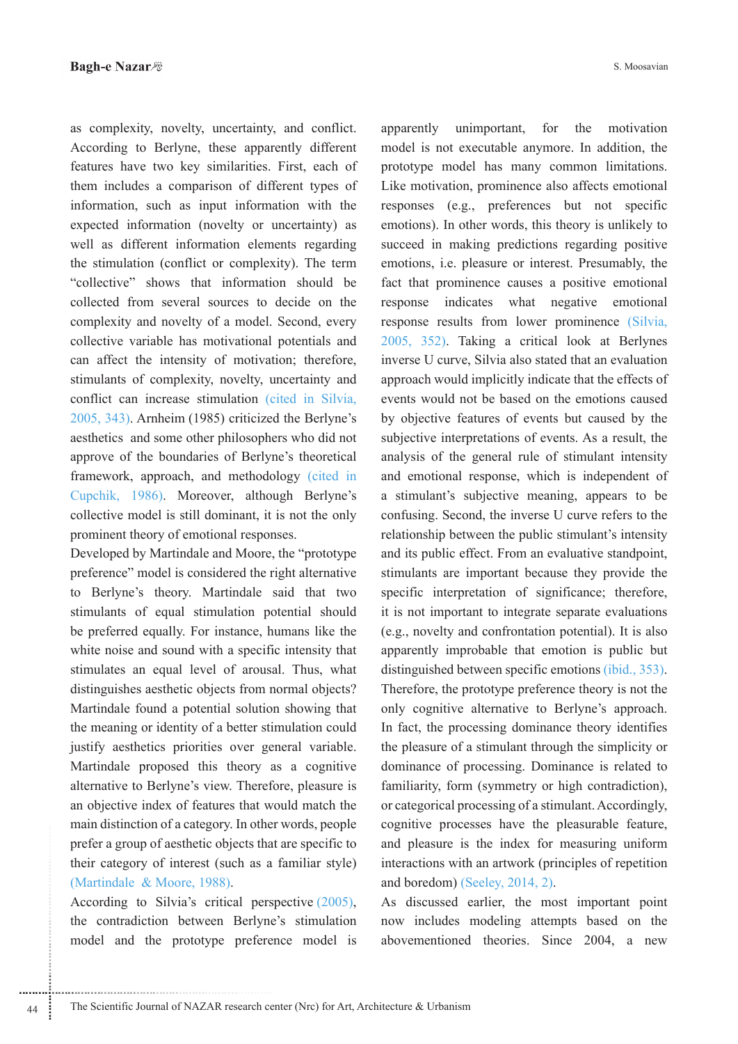as complexity, novelty, uncertainty, and conflict. According to Berlyne, these apparently different features have two key similarities. First, each of them includes a comparison of different types of information, such as input information with the expected information (novelty or uncertainty) as well as different information elements regarding the stimulation (conflict or complexity). The term "collective" shows that information should be collected from several sources to decide on the complexity and novelty of a model. Second, every collective variable has motivational potentials and can affect the intensity of motivation; therefore, stimulants of complexity, novelty, uncertainty and conflict can increase stimulation (cited in Silvia, 2005, 343). Arnheim (1985) criticized the Berlyne's aesthetics and some other philosophers who did not approve of the boundaries of Berlyne's theoretical framework, approach, and methodology (cited in Cupchik, 1986). Moreover, although Berlyne's collective model is still dominant, it is not the only prominent theory of emotional responses.

Developed by Martindale and Moore, the "prototype preference" model is considered the right alternative to Berlyne's theory. Martindale said that two stimulants of equal stimulation potential should be preferred equally. For instance, humans like the white noise and sound with a specific intensity that stimulates an equal level of arousal. Thus, what distinguishes aesthetic objects from normal objects? Martindale found a potential solution showing that the meaning or identity of a better stimulation could justify aesthetics priorities over general variable. Martindale proposed this theory as a cognitive alternative to Berlyne's view. Therefore, pleasure is an objective index of features that would match the main distinction of a category. In other words, people prefer a group of aesthetic objects that are specific to their category of interest (such as a familiar style) (Martindale & Moore, 1988).

According to Silvia's critical perspective (2005), the contradiction between Berlyne's stimulation model and the prototype preference model is apparently unimportant, for the motivation model is not executable anymore. In addition, the prototype model has many common limitations. Like motivation, prominence also affects emotional responses (e.g., preferences but not specific emotions). In other words, this theory is unlikely to succeed in making predictions regarding positive emotions, i.e. pleasure or interest. Presumably, the fact that prominence causes a positive emotional response indicates what negative emotional response results from lower prominence (Silvia, 2005, 352). Taking a critical look at Berlynes inverse U curve, Silvia also stated that an evaluation approach would implicitly indicate that the effects of events would not be based on the emotions caused by objective features of events but caused by the subjective interpretations of events. As a result, the analysis of the general rule of stimulant intensity and emotional response, which is independent of a stimulant's subjective meaning, appears to be confusing. Second, the inverse U curve refers to the relationship between the public stimulant's intensity and its public effect. From an evaluative standpoint, stimulants are important because they provide the specific interpretation of significance; therefore, it is not important to integrate separate evaluations (e.g., novelty and confrontation potential). It is also apparently improbable that emotion is public but distinguished between specific emotions (ibid., 353). Therefore, the prototype preference theory is not the only cognitive alternative to Berlyne's approach. In fact, the processing dominance theory identifies the pleasure of a stimulant through the simplicity or dominance of processing. Dominance is related to familiarity, form (symmetry or high contradiction), or categorical processing of a stimulant. Accordingly, cognitive processes have the pleasurable feature, and pleasure is the index for measuring uniform interactions with an artwork (principles of repetition and boredom) (Seeley, 2014, 2).

As discussed earlier, the most important point now includes modeling attempts based on the abovementioned theories. Since 2004, a new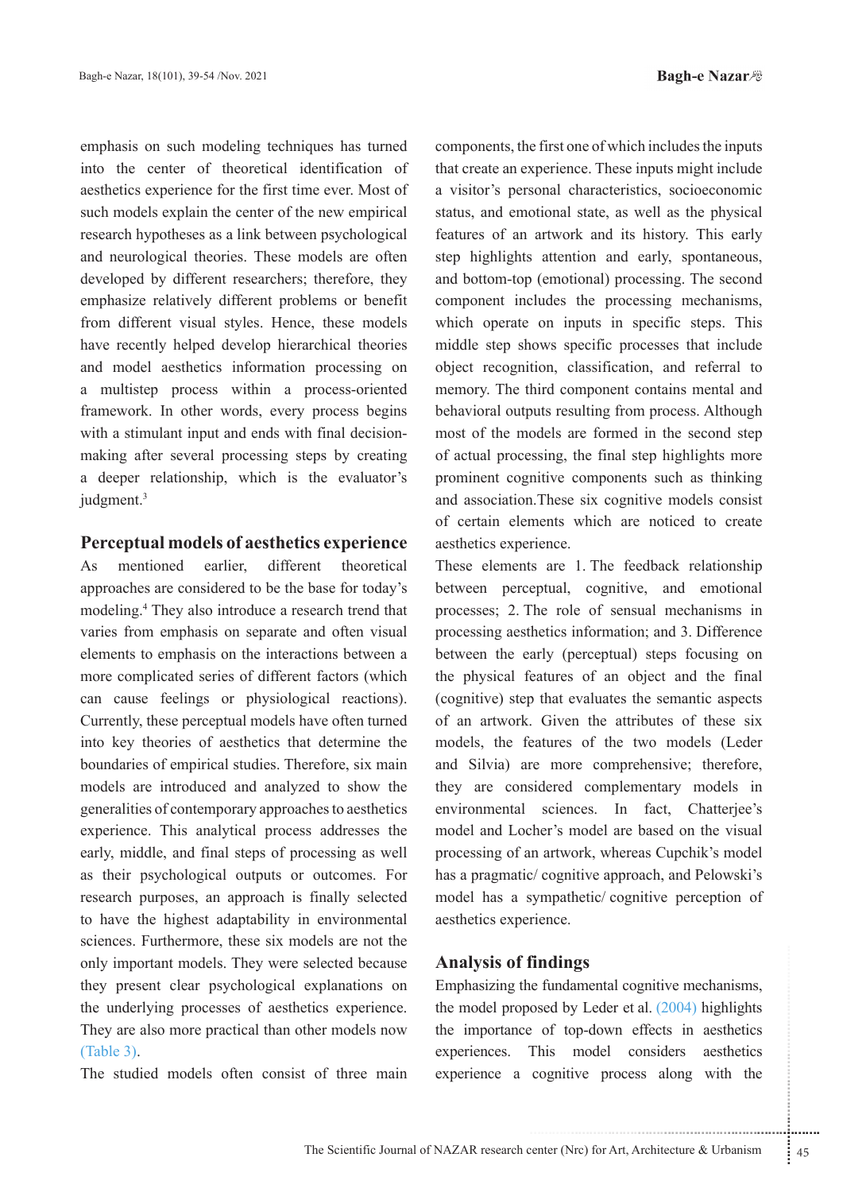emphasis on such modeling techniques has turned into the center of theoretical identification of aesthetics experience for the first time ever. Most of such models explain the center of the new empirical research hypotheses as a link between psychological and neurological theories. These models are often developed by different researchers; therefore, they emphasize relatively different problems or benefit from different visual styles. Hence, these models have recently helped develop hierarchical theories and model aesthetics information processing on a multistep process within a process-oriented framework. In other words, every process begins with a stimulant input and ends with final decision-making after several processing steps by creating a deeper relationship, which is the evaluator's judgment.[3]

## Perceptual models of aesthetics experience

As mentioned earlier, different theoretical approaches are considered to be the base for today's modeling.[4] They also introduce a research trend that varies from emphasis on separate and often visual elements to emphasis on the interactions between a more complicated series of different factors (which can cause feelings or physiological reactions). Currently, these perceptual models have often turned into key theories of aesthetics that determine the boundaries of empirical studies. Therefore, six main models are introduced and analyzed to show the generalities of contemporary approaches to aesthetics experience. This analytical process addresses the early, middle, and final steps of processing as well as their psychological outputs or outcomes. For research purposes, an approach is finally selected to have the highest adaptability in environmental sciences. Furthermore, these six models are not the only important models. They were selected because they present clear psychological explanations on the underlying processes of aesthetics experience. They are also more practical than other models now (Table 3).

The studied models often consist of three main components, the first one of which includes the inputs that create an experience. These inputs might include a visitor's personal characteristics, socioeconomic status, and emotional state, as well as the physical features of an artwork and its history. This early step highlights attention and early, spontaneous, and bottom-top (emotional) processing. The second component includes the processing mechanisms, which operate on inputs in specific steps. This middle step shows specific processes that include object recognition, classification, and referral to memory. The third component contains mental and behavioral outputs resulting from process. Although most of the models are formed in the second step of actual processing, the final step highlights more prominent cognitive components such as thinking and association.These six cognitive models consist of certain elements which are noticed to create aesthetics experience.

These elements are 1. The feedback relationship between perceptual, cognitive, and emotional processes; 2. The role of sensual mechanisms in processing aesthetics information; and 3. Difference between the early (perceptual) steps focusing on the physical features of an object and the final (cognitive) step that evaluates the semantic aspects of an artwork. Given the attributes of these six models, the features of the two models (Leder and Silvia) are more comprehensive; therefore, they are considered complementary models in environmental sciences. In fact, Chatterjee's model and Locher's model are based on the visual processing of an artwork, whereas Cupchik's model has a pragmatic/ cognitive approach, and Pelowski's model has a sympathetic/ cognitive perception of aesthetics experience.

## Analysis of findings

Emphasizing the fundamental cognitive mechanisms, the model proposed by Leder et al. (2004) highlights the importance of top-down effects in aesthetics experiences. This model considers aesthetics experience a cognitive process along with the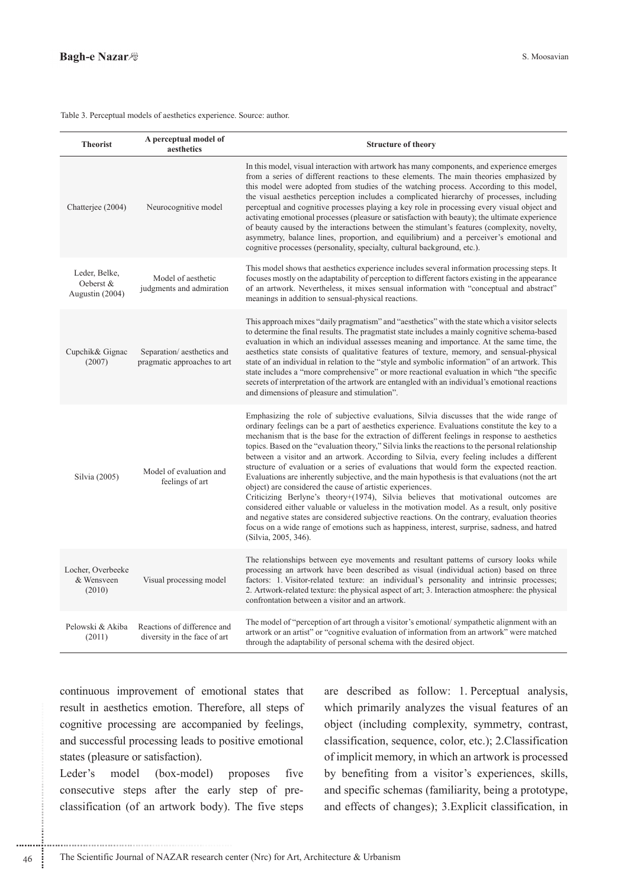Table 3. Perceptual models of aesthetics experience. Source: author.

| Theorist | A perceptual model of aesthetics | Structure of theory |
|---|---|---|
| Chatterjee (2004) | Neurocognitive model | In this model, visual interaction with artwork has many components, and experience emerges from a series of different reactions to these elements. The main theories emphasized by this model were adopted from studies of the watching process. According to this model, the visual aesthetics perception includes a complicated hierarchy of processes, including perceptual and cognitive processes playing a key role in processing every visual object and activating emotional processes (pleasure or satisfaction with beauty); the ultimate experience of beauty caused by the interactions between the stimulant's features (complexity, novelty, asymmetry, balance lines, proportion, and equilibrium) and a perceiver's emotional and cognitive processes (personality, specialty, cultural background, etc.). |
| Leder, Belke, Oeberst & Augustin (2004) | Model of aesthetic judgments and admiration | This model shows that aesthetics experience includes several information processing steps. It focuses mostly on the adaptability of perception to different factors existing in the appearance of an artwork. Nevertheless, it mixes sensual information with "conceptual and abstract" meanings in addition to sensual-physical reactions. |
| Cupchik& Gignac (2007) | Separation/ aesthetics and pragmatic approaches to art | This approach mixes "daily pragmatism" and "aesthetics" with the state which a visitor selects to determine the final results. The pragmatist state includes a mainly cognitive schema-based evaluation in which an individual assesses meaning and importance. At the same time, the aesthetics state consists of qualitative features of texture, memory, and sensual-physical state of an individual in relation to the "style and symbolic information" of an artwork. This state includes a "more comprehensive" or more reactional evaluation in which "the specific secrets of interpretation of the artwork are entangled with an individual's emotional reactions and dimensions of pleasure and stimulation". |
| Silvia (2005) | Model of evaluation and feelings of art | Emphasizing the role of subjective evaluations, Silvia discusses that the wide range of ordinary feelings can be a part of aesthetics experience. Evaluations constitute the key to a mechanism that is the base for the extraction of different feelings in response to aesthetics topics. Based on the "evaluation theory," Silvia links the reactions to the personal relationship between a visitor and an artwork. According to Silvia, every feeling includes a different structure of evaluation or a series of evaluations that would form the expected reaction. Evaluations are inherently subjective, and the main hypothesis is that evaluations (not the art object) are considered the cause of artistic experiences. Criticizing Berlyne's theory+(1974), Silvia believes that motivational outcomes are considered either valuable or valueless in the motivation model. As a result, only positive and negative states are considered subjective reactions. On the contrary, evaluation theories focus on a wide range of emotions such as happiness, interest, surprise, sadness, and hatred (Silvia, 2005, 346). |
| Locher, Overbeeke & Wensveen (2010) | Visual processing model | The relationships between eye movements and resultant patterns of cursory looks while processing an artwork have been described as visual (individual action) based on three factors: 1. Visitor-related texture: an individual's personality and intrinsic processes; 2. Artwork-related texture: the physical aspect of art; 3. Interaction atmosphere: the physical confrontation between a visitor and an artwork. |
| Pelowski & Akiba (2011) | Reactions of difference and diversity in the face of art | The model of "perception of art through a visitor's emotional/ sympathetic alignment with an artwork or an artist" or "cognitive evaluation of information from an artwork" were matched through the adaptability of personal schema with the desired object. |

continuous improvement of emotional states that result in aesthetics emotion. Therefore, all steps of cognitive processing are accompanied by feelings, and successful processing leads to positive emotional states (pleasure or satisfaction).

Leder's model (box-model) proposes five consecutive steps after the early step of pre-classification (of an artwork body). The five steps are described as follow: 1. Perceptual analysis, which primarily analyzes the visual features of an object (including complexity, symmetry, contrast, classification, sequence, color, etc.); 2.Classification of implicit memory, in which an artwork is processed by benefiting from a visitor's experiences, skills, and specific schemas (familiarity, being a prototype, and effects of changes); 3.Explicit classification, in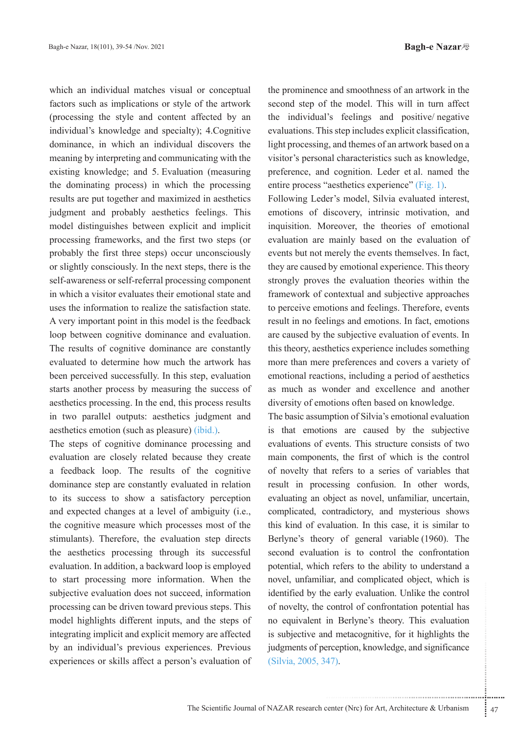which an individual matches visual or conceptual factors such as implications or style of the artwork (processing the style and content affected by an individual's knowledge and specialty); 4.Cognitive dominance, in which an individual discovers the meaning by interpreting and communicating with the existing knowledge; and 5. Evaluation (measuring the dominating process) in which the processing results are put together and maximized in aesthetics judgment and probably aesthetics feelings. This model distinguishes between explicit and implicit processing frameworks, and the first two steps (or probably the first three steps) occur unconsciously or slightly consciously. In the next steps, there is the self-awareness or self-referral processing component in which a visitor evaluates their emotional state and uses the information to realize the satisfaction state. A very important point in this model is the feedback loop between cognitive dominance and evaluation. The results of cognitive dominance are constantly evaluated to determine how much the artwork has been perceived successfully. In this step, evaluation starts another process by measuring the success of aesthetics processing. In the end, this process results in two parallel outputs: aesthetics judgment and aesthetics emotion (such as pleasure) (ibid.).

The steps of cognitive dominance processing and evaluation are closely related because they create a feedback loop. The results of the cognitive dominance step are constantly evaluated in relation to its success to show a satisfactory perception and expected changes at a level of ambiguity (i.e., the cognitive measure which processes most of the stimulants). Therefore, the evaluation step directs the aesthetics processing through its successful evaluation. In addition, a backward loop is employed to start processing more information. When the subjective evaluation does not succeed, information processing can be driven toward previous steps. This model highlights different inputs, and the steps of integrating implicit and explicit memory are affected by an individual's previous experiences. Previous experiences or skills affect a person's evaluation of the prominence and smoothness of an artwork in the second step of the model. This will in turn affect the individual's feelings and positive/ negative evaluations. This step includes explicit classification, light processing, and themes of an artwork based on a visitor's personal characteristics such as knowledge, preference, and cognition. Leder et al. named the entire process "aesthetics experience" (Fig. 1).

Following Leder's model, Silvia evaluated interest, emotions of discovery, intrinsic motivation, and inquisition. Moreover, the theories of emotional evaluation are mainly based on the evaluation of events but not merely the events themselves. In fact, they are caused by emotional experience. This theory strongly proves the evaluation theories within the framework of contextual and subjective approaches to perceive emotions and feelings. Therefore, events result in no feelings and emotions. In fact, emotions are caused by the subjective evaluation of events. In this theory, aesthetics experience includes something more than mere preferences and covers a variety of emotional reactions, including a period of aesthetics as much as wonder and excellence and another diversity of emotions often based on knowledge.

The basic assumption of Silvia's emotional evaluation is that emotions are caused by the subjective evaluations of events. This structure consists of two main components, the first of which is the control of novelty that refers to a series of variables that result in processing confusion. In other words, evaluating an object as novel, unfamiliar, uncertain, complicated, contradictory, and mysterious shows this kind of evaluation. In this case, it is similar to Berlyne's theory of general variable (1960). The second evaluation is to control the confrontation potential, which refers to the ability to understand a novel, unfamiliar, and complicated object, which is identified by the early evaluation. Unlike the control of novelty, the control of confrontation potential has no equivalent in Berlyne's theory. This evaluation is subjective and metacognitive, for it highlights the judgments of perception, knowledge, and significance (Silvia, 2005, 347).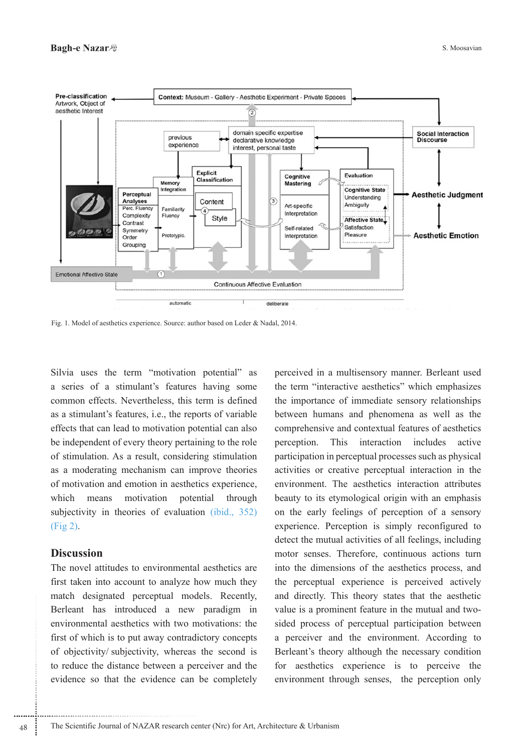Fig. 1. Model of aesthetics experience. Source: author based on Leder & Nadal, 2014.

Silvia uses the term "motivation potential" as a series of a stimulant's features having some common effects. Nevertheless, this term is defined as a stimulant's features, i.e., the reports of variable effects that can lead to motivation potential can also be independent of every theory pertaining to the role of stimulation. As a result, considering stimulation as a moderating mechanism can improve theories of motivation and emotion in aesthetics experience, which means motivation potential through subjectivity in theories of evaluation (ibid., 352) (Fig 2).

## Discussion

The novel attitudes to environmental aesthetics are first taken into account to analyze how much they match designated perceptual models. Recently, Berleant has introduced a new paradigm in environmental aesthetics with two motivations: the first of which is to put away contradictory concepts of objectivity/ subjectivity, whereas the second is to reduce the distance between a perceiver and the evidence so that the evidence can be completely perceived in a multisensory manner. Berleant used the term "interactive aesthetics" which emphasizes the importance of immediate sensory relationships between humans and phenomena as well as the comprehensive and contextual features of aesthetics perception. This interaction includes active participation in perceptual processes such as physical activities or creative perceptual interaction in the environment. The aesthetics interaction attributes beauty to its etymological origin with an emphasis on the early feelings of perception of a sensory experience. Perception is simply reconfigured to detect the mutual activities of all feelings, including motor senses. Therefore, continuous actions turn into the dimensions of the aesthetics process, and the perceptual experience is perceived actively and directly. This theory states that the aesthetic value is a prominent feature in the mutual and two-sided process of perceptual participation between a perceiver and the environment. According to Berleant's theory although the necessary condition for aesthetics experience is to perceive the environment through senses, the perception only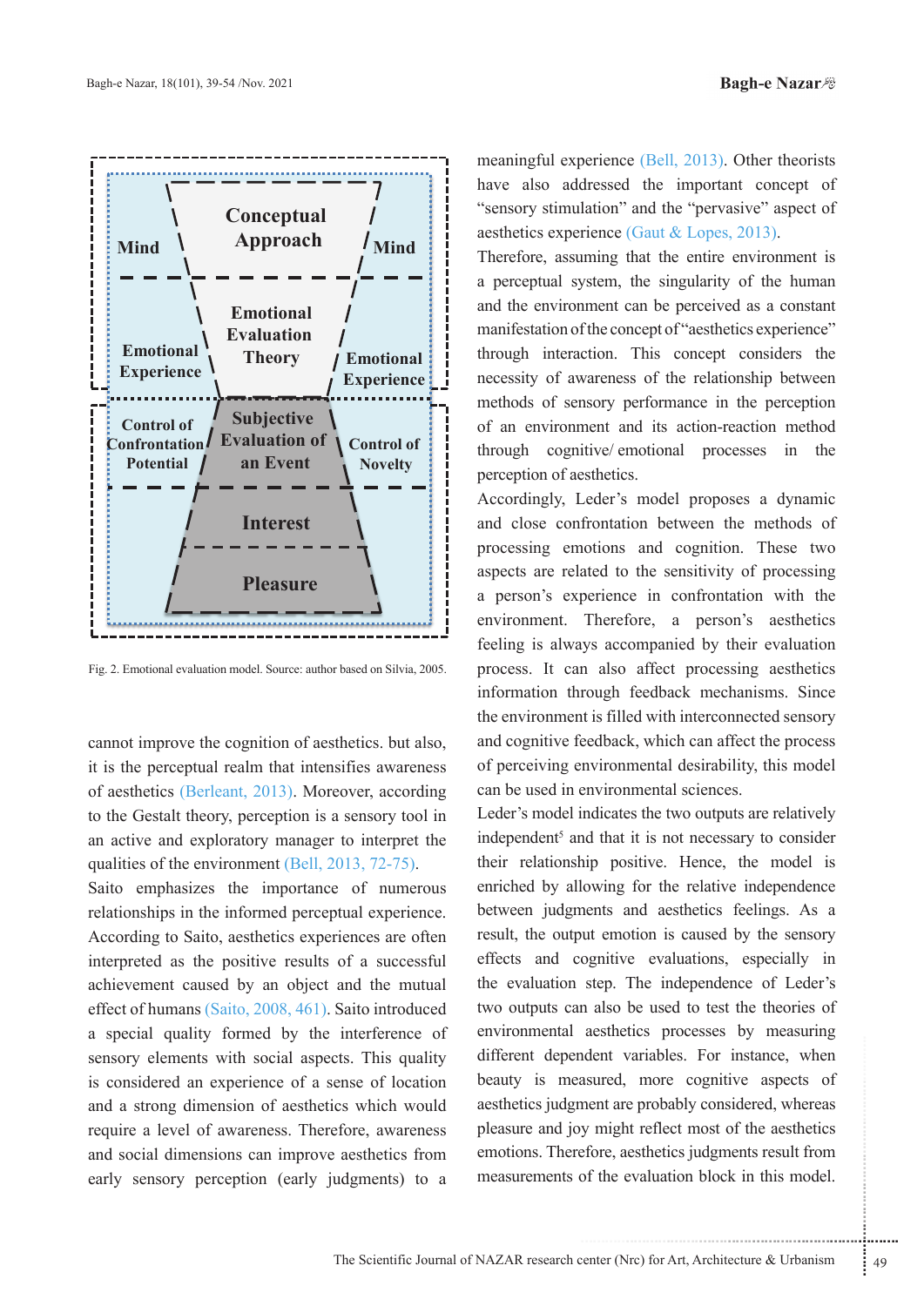Mind

Conceptual Approach

Mind

Emotional Experience

Emotional Evaluation Theory

Emotional Experience

Control of Confrontation Potential

Subjective Evaluation of an Event

Control of Novelty

Interest

Pleasure

Fig. 2. Emotional evaluation model. Source: author based on Silvia, 2005.

cannot improve the cognition of aesthetics. but also, it is the perceptual realm that intensifies awareness of aesthetics (Berleant, 2013). Moreover, according to the Gestalt theory, perception is a sensory tool in an active and exploratory manager to interpret the qualities of the environment (Bell, 2013, 72-75).

Saito emphasizes the importance of numerous relationships in the informed perceptual experience. According to Saito, aesthetics experiences are often interpreted as the positive results of a successful achievement caused by an object and the mutual effect of humans (Saito, 2008, 461). Saito introduced a special quality formed by the interference of sensory elements with social aspects. This quality is considered an experience of a sense of location and a strong dimension of aesthetics which would require a level of awareness. Therefore, awareness and social dimensions can improve aesthetics from early sensory perception (early judgments) to a meaningful experience (Bell, 2013). Other theorists have also addressed the important concept of "sensory stimulation" and the "pervasive" aspect of aesthetics experience (Gaut & Lopes, 2013).

Therefore, assuming that the entire environment is a perceptual system, the singularity of the human and the environment can be perceived as a constant manifestation of the concept of "aesthetics experience" through interaction. This concept considers the necessity of awareness of the relationship between methods of sensory performance in the perception of an environment and its action-reaction method through cognitive/ emotional processes in the perception of aesthetics.

Accordingly, Leder's model proposes a dynamic and close confrontation between the methods of processing emotions and cognition. These two aspects are related to the sensitivity of processing a person's experience in confrontation with the environment. Therefore, a person's aesthetics feeling is always accompanied by their evaluation process. It can also affect processing aesthetics information through feedback mechanisms. Since the environment is filled with interconnected sensory and cognitive feedback, which can affect the process of perceiving environmental desirability, this model can be used in environmental sciences.

Leder's model indicates the two outputs are relatively independent[5] and that it is not necessary to consider their relationship positive. Hence, the model is enriched by allowing for the relative independence between judgments and aesthetics feelings. As a result, the output emotion is caused by the sensory effects and cognitive evaluations, especially in the evaluation step. The independence of Leder's two outputs can also be used to test the theories of environmental aesthetics processes by measuring different dependent variables. For instance, when beauty is measured, more cognitive aspects of aesthetics judgment are probably considered, whereas pleasure and joy might reflect most of the aesthetics emotions. Therefore, aesthetics judgments result from measurements of the evaluation block in this model.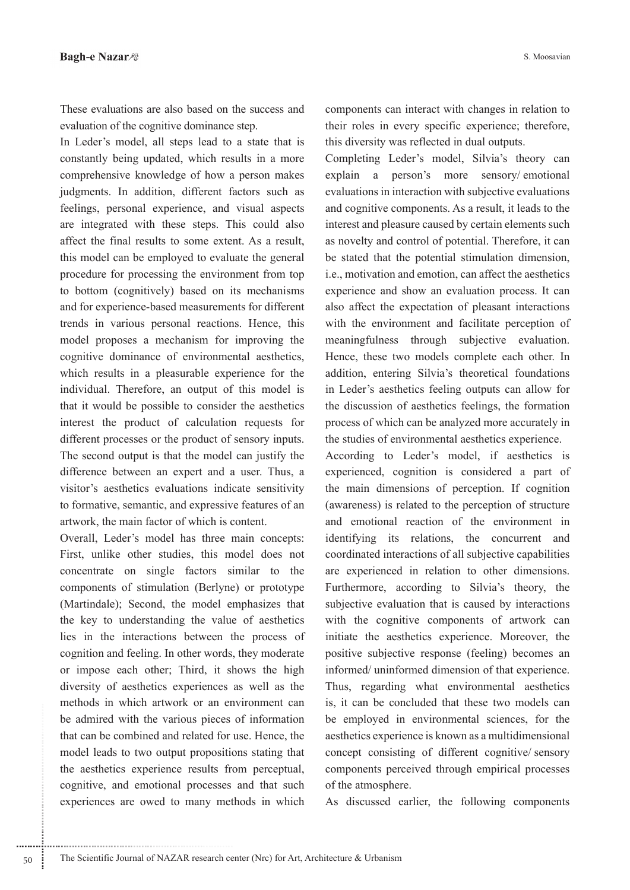These evaluations are also based on the success and evaluation of the cognitive dominance step.

In Leder's model, all steps lead to a state that is constantly being updated, which results in a more comprehensive knowledge of how a person makes judgments. In addition, different factors such as feelings, personal experience, and visual aspects are integrated with these steps. This could also affect the final results to some extent. As a result, this model can be employed to evaluate the general procedure for processing the environment from top to bottom (cognitively) based on its mechanisms and for experience-based measurements for different trends in various personal reactions. Hence, this model proposes a mechanism for improving the cognitive dominance of environmental aesthetics, which results in a pleasurable experience for the individual. Therefore, an output of this model is that it would be possible to consider the aesthetics interest the product of calculation requests for different processes or the product of sensory inputs. The second output is that the model can justify the difference between an expert and a user. Thus, a visitor's aesthetics evaluations indicate sensitivity to formative, semantic, and expressive features of an artwork, the main factor of which is content.

Overall, Leder's model has three main concepts: First, unlike other studies, this model does not concentrate on single factors similar to the components of stimulation (Berlyne) or prototype (Martindale); Second, the model emphasizes that the key to understanding the value of aesthetics lies in the interactions between the process of cognition and feeling. In other words, they moderate or impose each other; Third, it shows the high diversity of aesthetics experiences as well as the methods in which artwork or an environment can be admired with the various pieces of information that can be combined and related for use. Hence, the model leads to two output propositions stating that the aesthetics experience results from perceptual, cognitive, and emotional processes and that such experiences are owed to many methods in which components can interact with changes in relation to their roles in every specific experience; therefore, this diversity was reflected in dual outputs.

Completing Leder's model, Silvia's theory can explain a person's more sensory/ emotional evaluations in interaction with subjective evaluations and cognitive components. As a result, it leads to the interest and pleasure caused by certain elements such as novelty and control of potential. Therefore, it can be stated that the potential stimulation dimension, i.e., motivation and emotion, can affect the aesthetics experience and show an evaluation process. It can also affect the expectation of pleasant interactions with the environment and facilitate perception of meaningfulness through subjective evaluation. Hence, these two models complete each other. In addition, entering Silvia's theoretical foundations in Leder's aesthetics feeling outputs can allow for the discussion of aesthetics feelings, the formation process of which can be analyzed more accurately in the studies of environmental aesthetics experience.

According to Leder's model, if aesthetics is experienced, cognition is considered a part of the main dimensions of perception. If cognition (awareness) is related to the perception of structure and emotional reaction of the environment in identifying its relations, the concurrent and coordinated interactions of all subjective capabilities are experienced in relation to other dimensions. Furthermore, according to Silvia's theory, the subjective evaluation that is caused by interactions with the cognitive components of artwork can initiate the aesthetics experience. Moreover, the positive subjective response (feeling) becomes an informed/ uninformed dimension of that experience. Thus, regarding what environmental aesthetics is, it can be concluded that these two models can be employed in environmental sciences, for the aesthetics experience is known as a multidimensional concept consisting of different cognitive/ sensory components perceived through empirical processes of the atmosphere.

As discussed earlier, the following components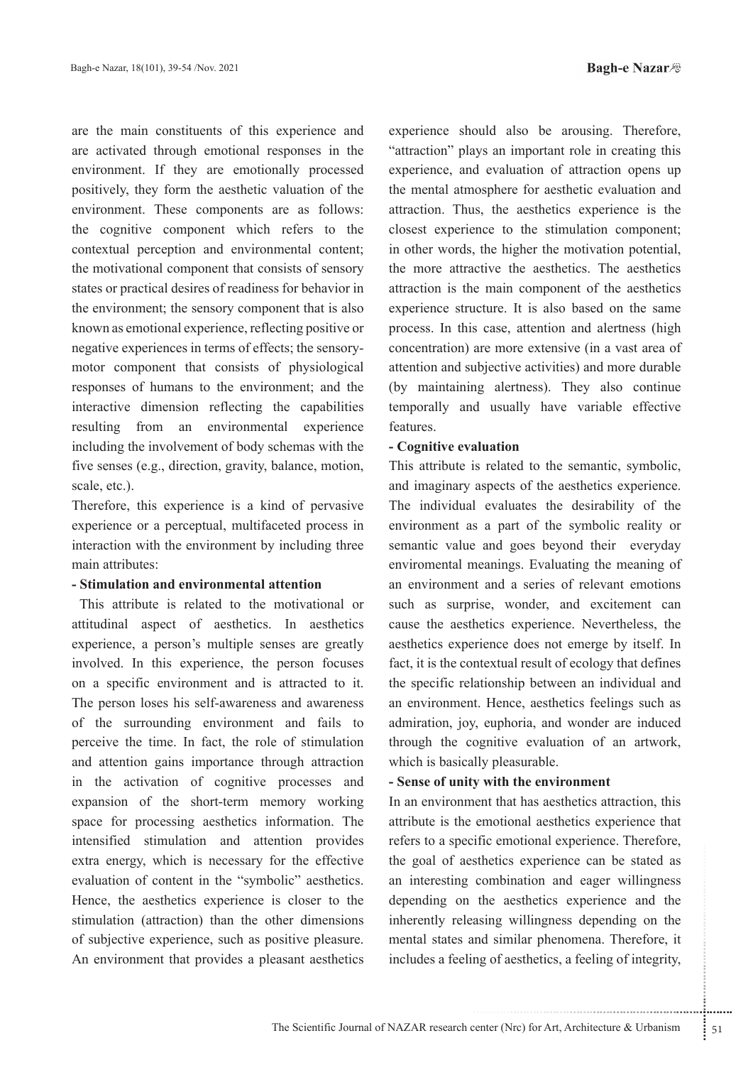are the main constituents of this experience and are activated through emotional responses in the environment. If they are emotionally processed positively, they form the aesthetic valuation of the environment. These components are as follows: the cognitive component which refers to the contextual perception and environmental content; the motivational component that consists of sensory states or practical desires of readiness for behavior in the environment; the sensory component that is also known as emotional experience, reflecting positive or negative experiences in terms of effects; the sensory-motor component that consists of physiological responses of humans to the environment; and the interactive dimension reflecting the capabilities resulting from an environmental experience including the involvement of body schemas with the five senses (e.g., direction, gravity, balance, motion, scale, etc.).

Therefore, this experience is a kind of pervasive experience or a perceptual, multifaceted process in interaction with the environment by including three main attributes:

**- Stimulation and environmental attention**

This attribute is related to the motivational or attitudinal aspect of aesthetics. In aesthetics experience, a person's multiple senses are greatly involved. In this experience, the person focuses on a specific environment and is attracted to it. The person loses his self-awareness and awareness of the surrounding environment and fails to perceive the time. In fact, the role of stimulation and attention gains importance through attraction in the activation of cognitive processes and expansion of the short-term memory working space for processing aesthetics information. The intensified stimulation and attention provides extra energy, which is necessary for the effective evaluation of content in the "symbolic" aesthetics. Hence, the aesthetics experience is closer to the stimulation (attraction) than the other dimensions of subjective experience, such as positive pleasure. An environment that provides a pleasant aesthetics experience should also be arousing. Therefore, "attraction" plays an important role in creating this experience, and evaluation of attraction opens up the mental atmosphere for aesthetic evaluation and attraction. Thus, the aesthetics experience is the closest experience to the stimulation component; in other words, the higher the motivation potential, the more attractive the aesthetics. The aesthetics attraction is the main component of the aesthetics experience structure. It is also based on the same process. In this case, attention and alertness (high concentration) are more extensive (in a vast area of attention and subjective activities) and more durable (by maintaining alertness). They also continue temporally and usually have variable effective features.

**- Cognitive evaluation**

This attribute is related to the semantic, symbolic, and imaginary aspects of the aesthetics experience. The individual evaluates the desirability of the environment as a part of the symbolic reality or semantic value and goes beyond their everyday enviromental meanings. Evaluating the meaning of an environment and a series of relevant emotions such as surprise, wonder, and excitement can cause the aesthetics experience. Nevertheless, the aesthetics experience does not emerge by itself. In fact, it is the contextual result of ecology that defines the specific relationship between an individual and an environment. Hence, aesthetics feelings such as admiration, joy, euphoria, and wonder are induced through the cognitive evaluation of an artwork, which is basically pleasurable.

**- Sense of unity with the environment**

In an environment that has aesthetics attraction, this attribute is the emotional aesthetics experience that refers to a specific emotional experience. Therefore, the goal of aesthetics experience can be stated as an interesting combination and eager willingness depending on the aesthetics experience and the inherently releasing willingness depending on the mental states and similar phenomena. Therefore, it includes a feeling of aesthetics, a feeling of integrity,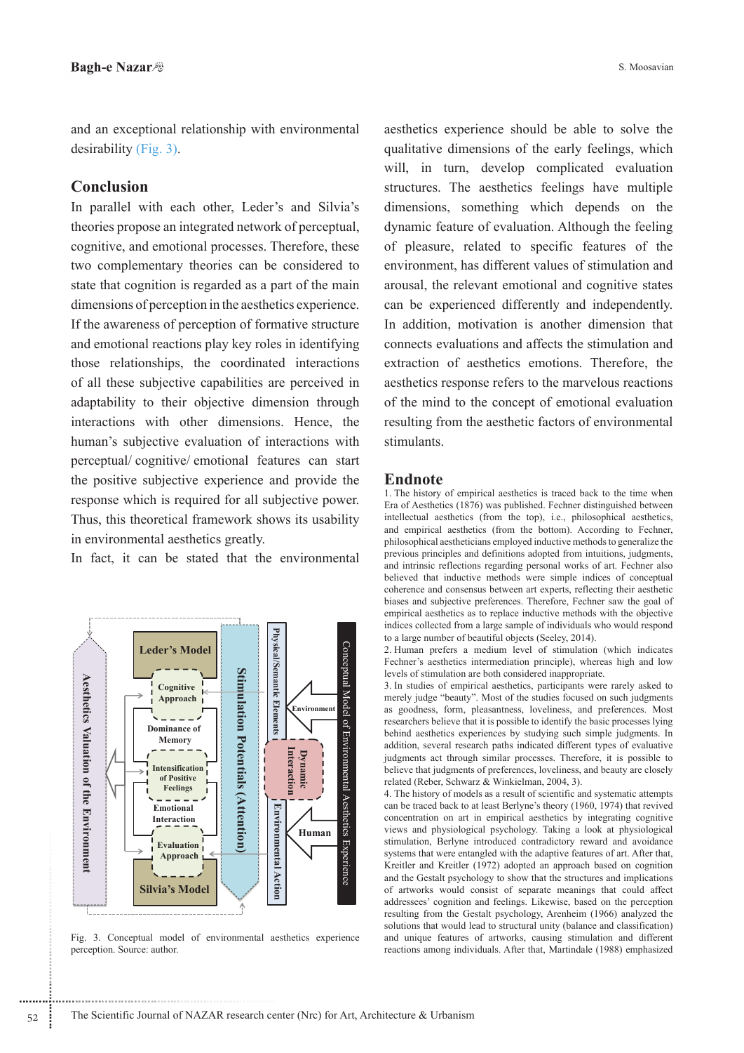and an exceptional relationship with environmental desirability (Fig. 3).

## Conclusion

In parallel with each other, Leder's and Silvia's theories propose an integrated network of perceptual, cognitive, and emotional processes. Therefore, these two complementary theories can be considered to state that cognition is regarded as a part of the main dimensions of perception in the aesthetics experience. If the awareness of perception of formative structure and emotional reactions play key roles in identifying those relationships, the coordinated interactions of all these subjective capabilities are perceived in adaptability to their objective dimension through interactions with other dimensions. Hence, the human's subjective evaluation of interactions with perceptual/ cognitive/ emotional features can start the positive subjective experience and provide the response which is required for all subjective power. Thus, this theoretical framework shows its usability in environmental aesthetics greatly.

In fact, it can be stated that the environmental aesthetics experience should be able to solve the qualitative dimensions of the early feelings, which will, in turn, develop complicated evaluation structures. The aesthetics feelings have multiple dimensions, something which depends on the dynamic feature of evaluation. Although the feeling of pleasure, related to specific features of the environment, has different values of stimulation and arousal, the relevant emotional and cognitive states can be experienced differently and independently. In addition, motivation is another dimension that connects evaluations and affects the stimulation and extraction of aesthetics emotions. Therefore, the aesthetics response refers to the marvelous reactions of the mind to the concept of emotional evaluation resulting from the aesthetic factors of environmental stimulants.

Fig. 3. Conceptual model of environmental aesthetics experience perception. Source: author.

## Endnote

1. The history of empirical aesthetics is traced back to the time when Era of Aesthetics (1876) was published. Fechner distinguished between intellectual aesthetics (from the top), i.e., philosophical aesthetics, and empirical aesthetics (from the bottom). According to Fechner, philosophical aestheticians employed inductive methods to generalize the previous principles and definitions adopted from intuitions, judgments, and intrinsic reflections regarding personal works of art. Fechner also believed that inductive methods were simple indices of conceptual coherence and consensus between art experts, reflecting their aesthetic biases and subjective preferences. Therefore, Fechner saw the goal of empirical aesthetics as to replace inductive methods with the objective indices collected from a large sample of individuals who would respond to a large number of beautiful objects (Seeley, 2014).

2. Human prefers a medium level of stimulation (which indicates Fechner's aesthetics intermediation principle), whereas high and low levels of stimulation are both considered inappropriate.

3. In studies of empirical aesthetics, participants were rarely asked to merely judge "beauty". Most of the studies focused on such judgments as goodness, form, pleasantness, loveliness, and preferences. Most researchers believe that it is possible to identify the basic processes lying behind aesthetics experiences by studying such simple judgments. In addition, several research paths indicated different types of evaluative judgments act through similar processes. Therefore, it is possible to believe that judgments of preferences, loveliness, and beauty are closely related (Reber, Schwarz & Winkielman, 2004, 3).

4. The history of models as a result of scientific and systematic attempts can be traced back to at least Berlyne's theory (1960, 1974) that revived concentration on art in empirical aesthetics by integrating cognitive views and physiological psychology. Taking a look at physiological stimulation, Berlyne introduced contradictory reward and avoidance systems that were entangled with the adaptive features of art. After that, Kreitler and Kreitler (1972) adopted an approach based on cognition and the Gestalt psychology to show that the structures and implications of artworks would consist of separate meanings that could affect addressees' cognition and feelings. Likewise, based on the perception resulting from the Gestalt psychology, Arenheim (1966) analyzed the solutions that would lead to structural unity (balance and classification) and unique features of artworks, causing stimulation and different reactions among individuals. After that, Martindale (1988) emphasized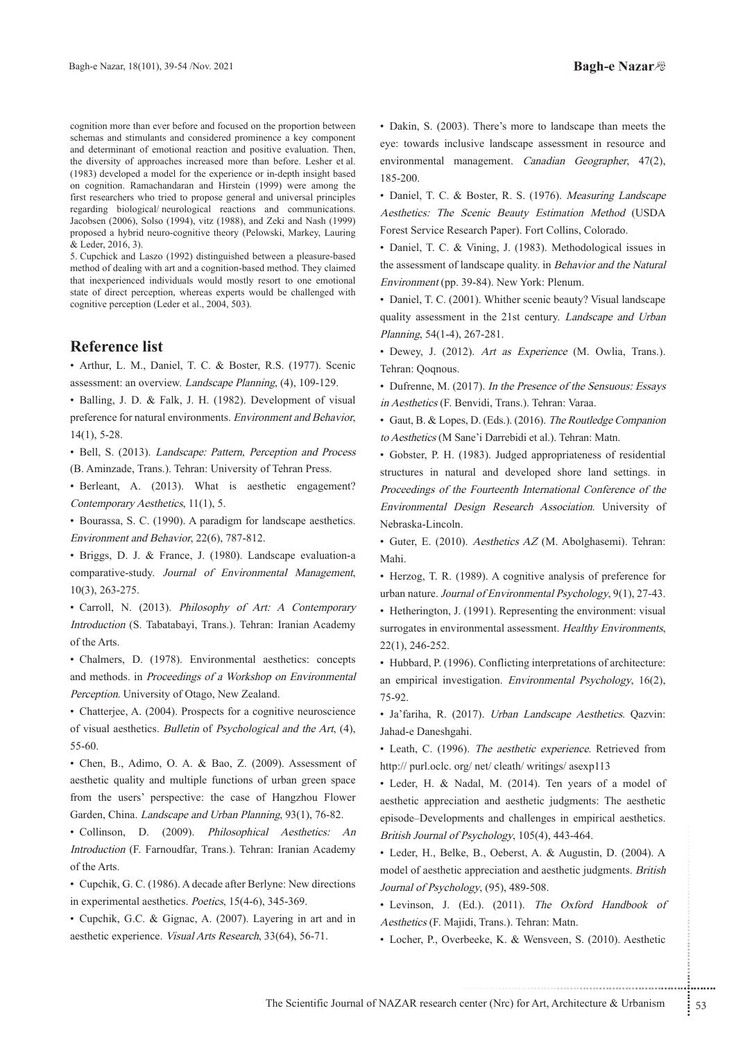cognition more than ever before and focused on the proportion between schemas and stimulants and considered prominence a key component and determinant of emotional reaction and positive evaluation. Then, the diversity of approaches increased more than before. Lesher et al. (1983) developed a model for the experience or in-depth insight based on cognition. Ramachandaran and Hirstein (1999) were among the first researchers who tried to propose general and universal principles regarding biological/ neurological reactions and communications. Jacobsen (2006), Solso (1994), vitz (1988), and Zeki and Nash (1999) proposed a hybrid neuro-cognitive theory (Pelowski, Markey, Lauring & Leder, 2016, 3).

5. Cupchick and Laszo (1992) distinguished between a pleasure-based method of dealing with art and a cognition-based method. They claimed that inexperienced individuals would mostly resort to one emotional state of direct perception, whereas experts would be challenged with cognitive perception (Leder et al., 2004, 503).

## Reference list

- Arthur, L. M., Daniel, T. C. & Boster, R.S. (1977). Scenic assessment: an overview. *Landscape Planning*, (4), 109-129.
- Balling, J. D. & Falk, J. H. (1982). Development of visual preference for natural environments. *Environment and Behavior*, 14(1), 5-28.
- Bell, S. (2013). *Landscape: Pattern, Perception and Process* (B. Aminzade, Trans.). Tehran: University of Tehran Press.
- Berleant, A. (2013). What is aesthetic engagement? *Contemporary Aesthetics*, 11(1), 5.
- Bourassa, S. C. (1990). A paradigm for landscape aesthetics. *Environment and Behavior*, 22(6), 787-812.
- Briggs, D. J. & France, J. (1980). Landscape evaluation-a comparative-study. *Journal of Environmental Management*, 10(3), 263-275.
- Carroll, N. (2013). *Philosophy of Art: A Contemporary Introduction* (S. Tabatabayi, Trans.). Tehran: Iranian Academy of the Arts.
- Chalmers, D. (1978). Environmental aesthetics: concepts and methods. in *Proceedings of a Workshop on Environmental Perception*. University of Otago, New Zealand.
- Chatterjee, A. (2004). Prospects for a cognitive neuroscience of visual aesthetics. *Bulletin of Psychological and the Art*, (4), 55-60.
- Chen, B., Adimo, O. A. & Bao, Z. (2009). Assessment of aesthetic quality and multiple functions of urban green space from the users' perspective: the case of Hangzhou Flower Garden, China. *Landscape and Urban Planning*, 93(1), 76-82.
- Collinson, D. (2009). *Philosophical Aesthetics: An Introduction* (F. Farnoudfar, Trans.). Tehran: Iranian Academy of the Arts.
- Cupchik, G. C. (1986). A decade after Berlyne: New directions in experimental aesthetics. *Poetics*, 15(4-6), 345-369.
- Cupchik, G.C. & Gignac, A. (2007). Layering in art and in aesthetic experience. *Visual Arts Research*, 33(64), 56-71.
- Dakin, S. (2003). There's more to landscape than meets the eye: towards inclusive landscape assessment in resource and environmental management. *Canadian Geographer*, 47(2), 185-200.
- Daniel, T. C. & Boster, R. S. (1976). *Measuring Landscape Aesthetics: The Scenic Beauty Estimation Method* (USDA Forest Service Research Paper). Fort Collins, Colorado.
- Daniel, T. C. & Vining, J. (1983). Methodological issues in the assessment of landscape quality. in *Behavior and the Natural Environment* (pp. 39-84). New York: Plenum.
- Daniel, T. C. (2001). Whither scenic beauty? Visual landscape quality assessment in the 21st century. *Landscape and Urban Planning*, 54(1-4), 267-281.
- Dewey, J. (2012). *Art as Experience* (M. Owlia, Trans.). Tehran: Qoqnous.
- Dufrenne, M. (2017). *In the Presence of the Sensuous: Essays in Aesthetics* (F. Benvidi, Trans.). Tehran: Varaa.
- Gaut, B. & Lopes, D. (Eds.). (2016). *The Routledge Companion to Aesthetics* (M Sane'i Darrebidi et al.). Tehran: Matn.
- Gobster, P. H. (1983). Judged appropriateness of residential structures in natural and developed shore land settings. in *Proceedings of the Fourteenth International Conference of the Environmental Design Research Association*. University of Nebraska-Lincoln.
- Guter, E. (2010). *Aesthetics AZ* (M. Abolghasemi). Tehran: Mahi.
- Herzog, T. R. (1989). A cognitive analysis of preference for urban nature. *Journal of Environmental Psychology*, 9(1), 27-43.
- Hetherington, J. (1991). Representing the environment: visual surrogates in environmental assessment. *Healthy Environments*, 22(1), 246-252.
- Hubbard, P. (1996). Conflicting interpretations of architecture: an empirical investigation. *Environmental Psychology*, 16(2), 75-92.
- Ja'fariha, R. (2017). *Urban Landscape Aesthetics*. Qazvin: Jahad-e Daneshgahi.
- Leath, C. (1996). *The aesthetic experience*. Retrieved from http:// purl.oclc. org/ net/ cleath/ writings/ asexp113
- Leder, H. & Nadal, M. (2014). Ten years of a model of aesthetic appreciation and aesthetic judgments: The aesthetic episode–Developments and challenges in empirical aesthetics. *British Journal of Psychology*, 105(4), 443-464.
- Leder, H., Belke, B., Oeberst, A. & Augustin, D. (2004). A model of aesthetic appreciation and aesthetic judgments. *British Journal of Psychology*, (95), 489-508.
- Levinson, J. (Ed.). (2011). *The Oxford Handbook of Aesthetics* (F. Majidi, Trans.). Tehran: Matn.
- Locher, P., Overbeeke, K. & Wensveen, S. (2010). Aesthetic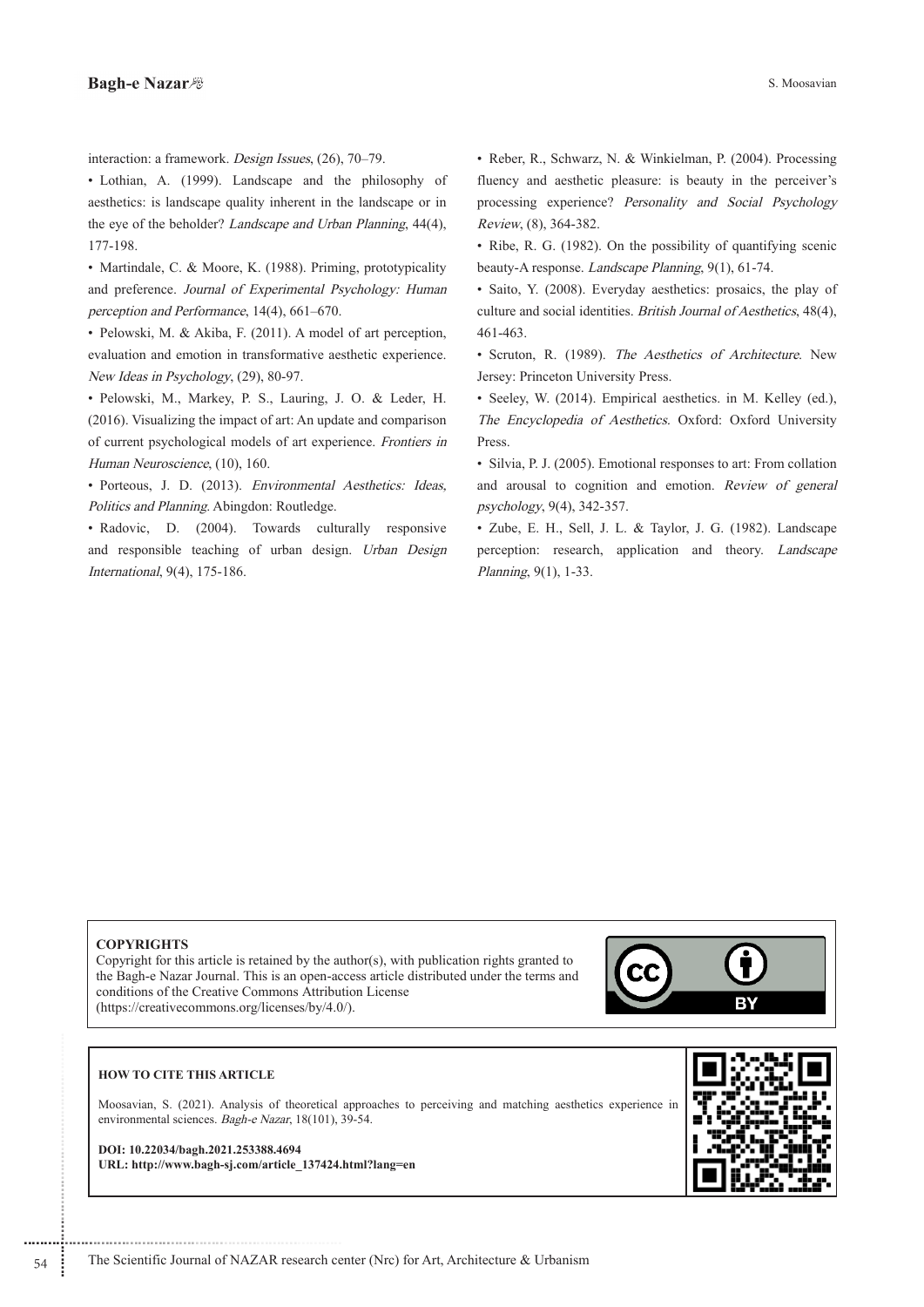interaction: a framework. *Design Issues*, (26), 70–79.

• Lothian, A. (1999). Landscape and the philosophy of aesthetics: is landscape quality inherent in the landscape or in the eye of the beholder? *Landscape and Urban Planning*, 44(4), 177-198.

• Martindale, C. & Moore, K. (1988). Priming, prototypicality and preference. *Journal of Experimental Psychology: Human perception and Performance*, 14(4), 661–670.

• Pelowski, M. & Akiba, F. (2011). A model of art perception, evaluation and emotion in transformative aesthetic experience. *New Ideas in Psychology*, (29), 80-97.

• Pelowski, M., Markey, P. S., Lauring, J. O. & Leder, H. (2016). Visualizing the impact of art: An update and comparison of current psychological models of art experience. *Frontiers in Human Neuroscience*, (10), 160.

• Porteous, J. D. (2013). *Environmental Aesthetics: Ideas, Politics and Planning*. Abingdon: Routledge.

• Radovic, D. (2004). Towards culturally responsive and responsible teaching of urban design. *Urban Design International*, 9(4), 175-186.

• Reber, R., Schwarz, N. & Winkielman, P. (2004). Processing fluency and aesthetic pleasure: is beauty in the perceiver's processing experience? *Personality and Social Psychology Review*, (8), 364-382.

• Ribe, R. G. (1982). On the possibility of quantifying scenic beauty-A response. *Landscape Planning*, 9(1), 61-74.

• Saito, Y. (2008). Everyday aesthetics: prosaics, the play of culture and social identities. *British Journal of Aesthetics*, 48(4), 461-463.

• Scruton, R. (1989). *The Aesthetics of Architecture*. New Jersey: Princeton University Press.

• Seeley, W. (2014). Empirical aesthetics. in M. Kelley (ed.), *The Encyclopedia of Aesthetics*. Oxford: Oxford University Press.

• Silvia, P. J. (2005). Emotional responses to art: From collation and arousal to cognition and emotion. *Review of general psychology*, 9(4), 342-357.

• Zube, E. H., Sell, J. L. & Taylor, J. G. (1982). Landscape perception: research, application and theory. *Landscape Planning*, 9(1), 1-33.

**COPYRIGHTS**

Copyright for this article is retained by the author(s), with publication rights granted to the Bagh-e Nazar Journal. This is an open-access article distributed under the terms and conditions of the Creative Commons Attribution License (https://creativecommons.org/licenses/by/4.0/).

**HOW TO CITE THIS ARTICLE**

Moosavian, S. (2021). Analysis of theoretical approaches to perceiving and matching aesthetics experience in environmental sciences. *Bagh-e Nazar*, 18(101), 39-54.

**DOI: 10.22034/bagh.2021.253388.4694**

**URL: http://www.bagh-sj.com/article_137424.html?lang=en**